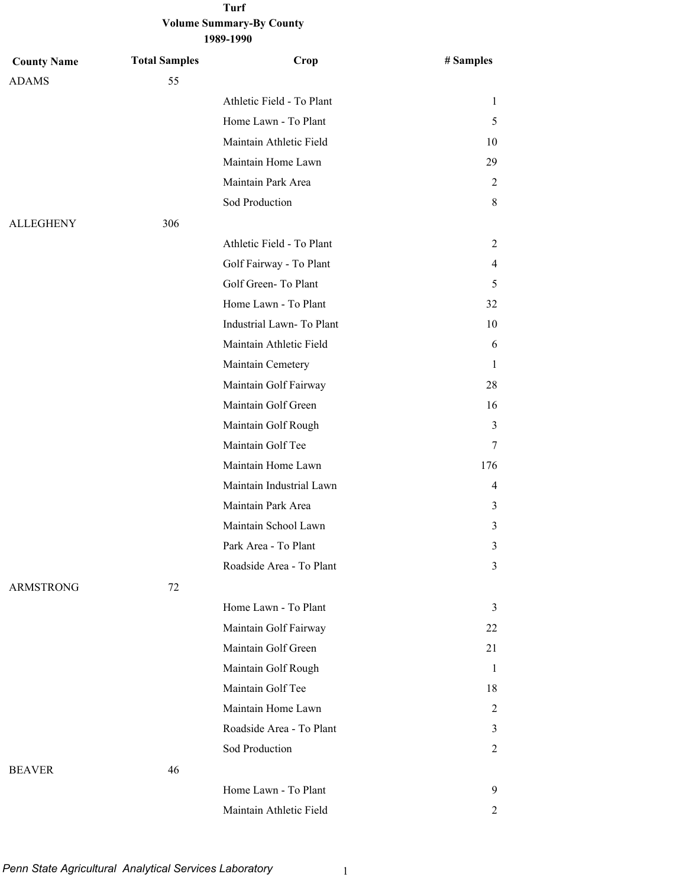# Turf

## Volume Summary-By County

### 1989-1990

| County Name | Total Samples | Crop | # Samples |
|---|---|---|---|
| ADAMS | 55 | | |
| | | Athletic Field - To Plant | 1 |
| | | Home Lawn - To Plant | 5 |
| | | Maintain Athletic Field | 10 |
| | | Maintain Home Lawn | 29 |
| | | Maintain Park Area | 2 |
| | | Sod Production | 8 |
| ALLEGHENY | 306 | | |
| | | Athletic Field - To Plant | 2 |
| | | Golf Fairway - To Plant | 4 |
| | | Golf Green- To Plant | 5 |
| | | Home Lawn - To Plant | 32 |
| | | Industrial Lawn- To Plant | 10 |
| | | Maintain Athletic Field | 6 |
| | | Maintain Cemetery | 1 |
| | | Maintain Golf Fairway | 28 |
| | | Maintain Golf Green | 16 |
| | | Maintain Golf Rough | 3 |
| | | Maintain Golf Tee | 7 |
| | | Maintain Home Lawn | 176 |
| | | Maintain Industrial Lawn | 4 |
| | | Maintain Park Area | 3 |
| | | Maintain School Lawn | 3 |
| | | Park Area - To Plant | 3 |
| | | Roadside Area - To Plant | 3 |
| ARMSTRONG | 72 | | |
| | | Home Lawn - To Plant | 3 |
| | | Maintain Golf Fairway | 22 |
| | | Maintain Golf Green | 21 |
| | | Maintain Golf Rough | 1 |
| | | Maintain Golf Tee | 18 |
| | | Maintain Home Lawn | 2 |
| | | Roadside Area - To Plant | 3 |
| | | Sod Production | 2 |
| BEAVER | 46 | | |
| | | Home Lawn - To Plant | 9 |
| | | Maintain Athletic Field | 2 |

*Penn State Agricultural Analytical Services Laboratory*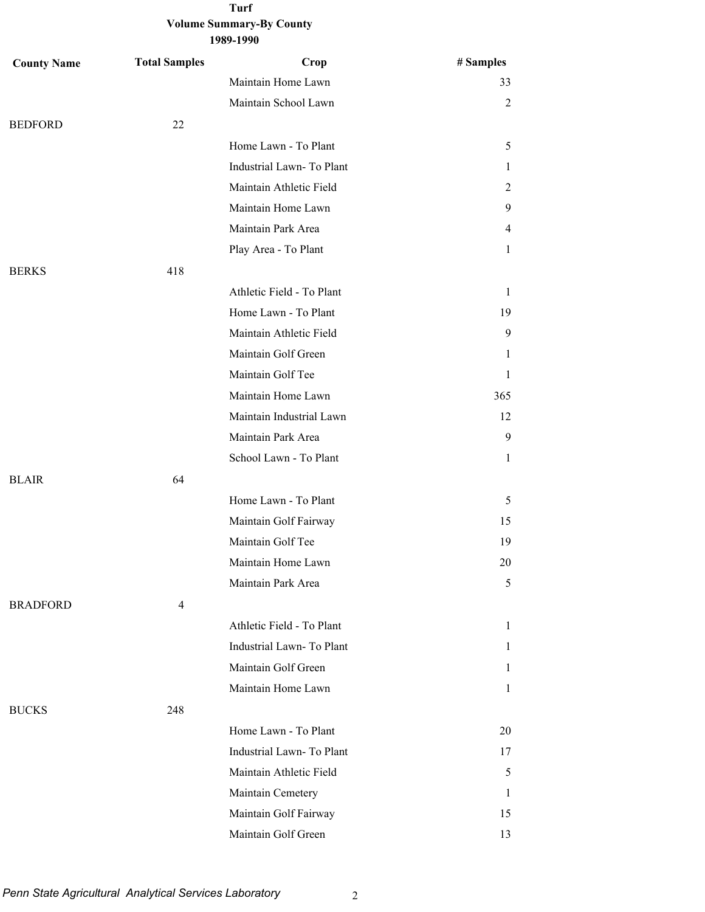**Turf**
**Volume Summary-By County**
**1989-1990**

| County Name | Total Samples | Crop | # Samples |
|---|---|---|---|
| | | Maintain Home Lawn | 33 |
| | | Maintain School Lawn | 2 |
| BEDFORD | 22 | | |
| | | Home Lawn - To Plant | 5 |
| | | Industrial Lawn- To Plant | 1 |
| | | Maintain Athletic Field | 2 |
| | | Maintain Home Lawn | 9 |
| | | Maintain Park Area | 4 |
| | | Play Area - To Plant | 1 |
| BERKS | 418 | | |
| | | Athletic Field - To Plant | 1 |
| | | Home Lawn - To Plant | 19 |
| | | Maintain Athletic Field | 9 |
| | | Maintain Golf Green | 1 |
| | | Maintain Golf Tee | 1 |
| | | Maintain Home Lawn | 365 |
| | | Maintain Industrial Lawn | 12 |
| | | Maintain Park Area | 9 |
| | | School Lawn - To Plant | 1 |
| BLAIR | 64 | | |
| | | Home Lawn - To Plant | 5 |
| | | Maintain Golf Fairway | 15 |
| | | Maintain Golf Tee | 19 |
| | | Maintain Home Lawn | 20 |
| | | Maintain Park Area | 5 |
| BRADFORD | 4 | | |
| | | Athletic Field - To Plant | 1 |
| | | Industrial Lawn- To Plant | 1 |
| | | Maintain Golf Green | 1 |
| | | Maintain Home Lawn | 1 |
| BUCKS | 248 | | |
| | | Home Lawn - To Plant | 20 |
| | | Industrial Lawn- To Plant | 17 |
| | | Maintain Athletic Field | 5 |
| | | Maintain Cemetery | 1 |
| | | Maintain Golf Fairway | 15 |
| | | Maintain Golf Green | 13 |

*Penn State Agricultural Analytical Services Laboratory*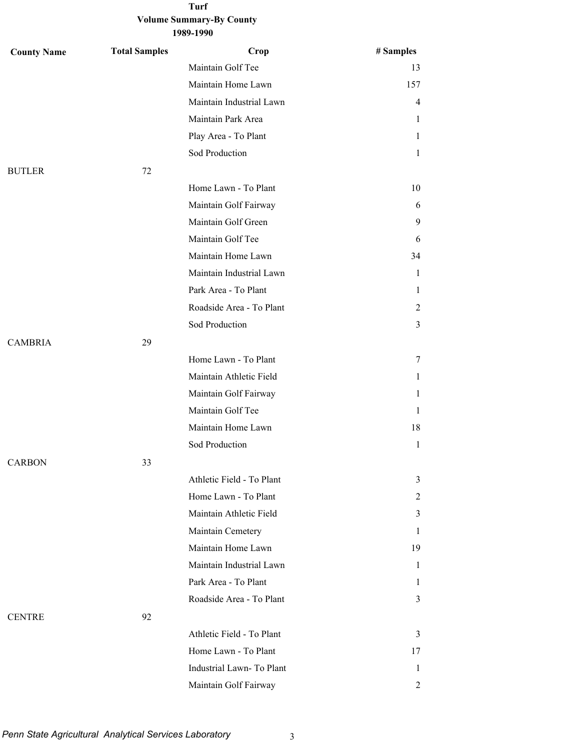**Turf**
**Volume Summary-By County**
**1989-1990**

| County Name | Total Samples | Crop | # Samples |
|---|---|---|---|
| | | Maintain Golf Tee | 13 |
| | | Maintain Home Lawn | 157 |
| | | Maintain Industrial Lawn | 4 |
| | | Maintain Park Area | 1 |
| | | Play Area - To Plant | 1 |
| | | Sod Production | 1 |
| BUTLER | 72 | | |
| | | Home Lawn - To Plant | 10 |
| | | Maintain Golf Fairway | 6 |
| | | Maintain Golf Green | 9 |
| | | Maintain Golf Tee | 6 |
| | | Maintain Home Lawn | 34 |
| | | Maintain Industrial Lawn | 1 |
| | | Park Area - To Plant | 1 |
| | | Roadside Area - To Plant | 2 |
| | | Sod Production | 3 |
| CAMBRIA | 29 | | |
| | | Home Lawn - To Plant | 7 |
| | | Maintain Athletic Field | 1 |
| | | Maintain Golf Fairway | 1 |
| | | Maintain Golf Tee | 1 |
| | | Maintain Home Lawn | 18 |
| | | Sod Production | 1 |
| CARBON | 33 | | |
| | | Athletic Field - To Plant | 3 |
| | | Home Lawn - To Plant | 2 |
| | | Maintain Athletic Field | 3 |
| | | Maintain Cemetery | 1 |
| | | Maintain Home Lawn | 19 |
| | | Maintain Industrial Lawn | 1 |
| | | Park Area - To Plant | 1 |
| | | Roadside Area - To Plant | 3 |
| CENTRE | 92 | | |
| | | Athletic Field - To Plant | 3 |
| | | Home Lawn - To Plant | 17 |
| | | Industrial Lawn- To Plant | 1 |
| | | Maintain Golf Fairway | 2 |

*Penn State Agricultural Analytical Services Laboratory*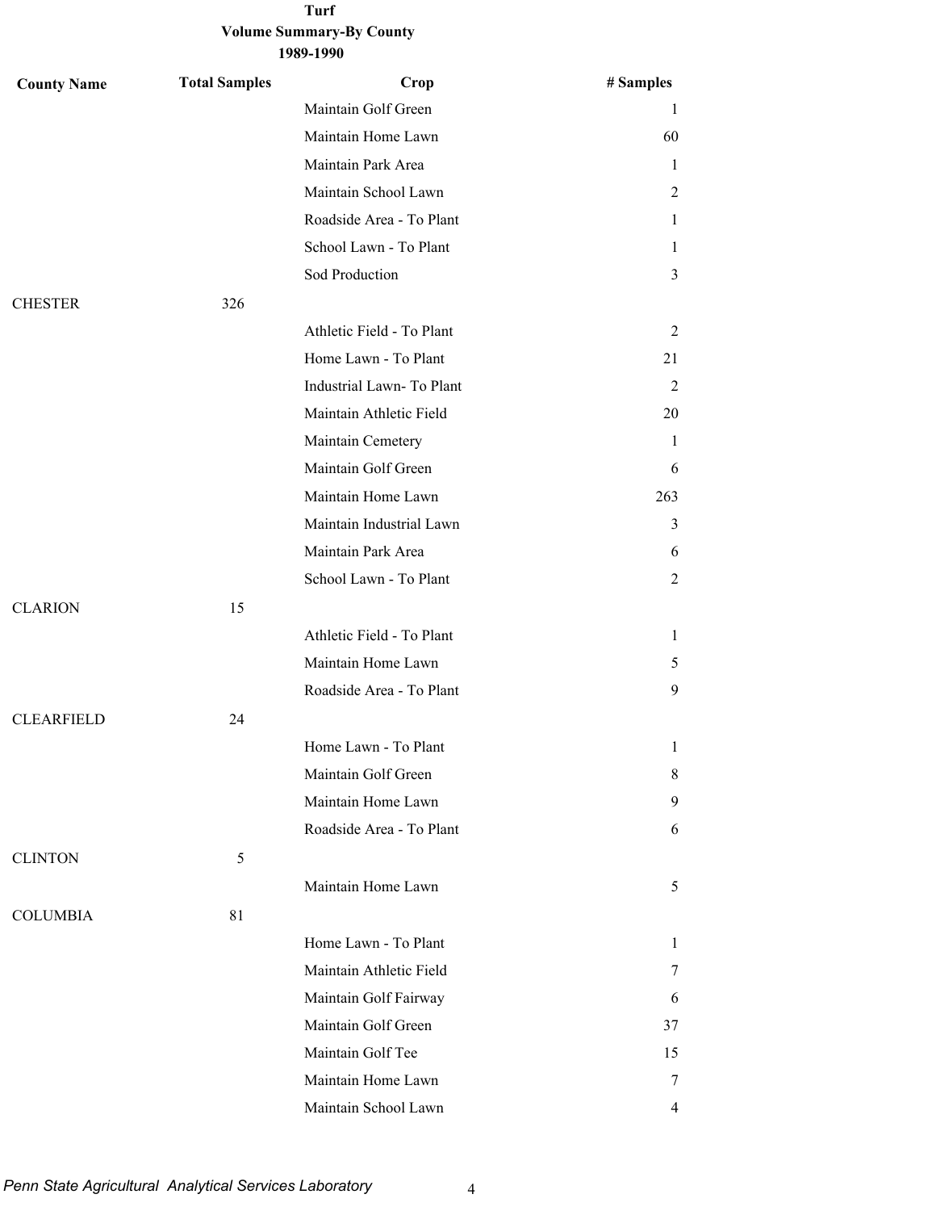**Turf**
**Volume Summary-By County**
**1989-1990**

| County Name | Total Samples | Crop | # Samples |
|---|---|---|---|
| | | Maintain Golf Green | 1 |
| | | Maintain Home Lawn | 60 |
| | | Maintain Park Area | 1 |
| | | Maintain School Lawn | 2 |
| | | Roadside Area - To Plant | 1 |
| | | School Lawn - To Plant | 1 |
| | | Sod Production | 3 |
| CHESTER | 326 | | |
| | | Athletic Field - To Plant | 2 |
| | | Home Lawn - To Plant | 21 |
| | | Industrial Lawn- To Plant | 2 |
| | | Maintain Athletic Field | 20 |
| | | Maintain Cemetery | 1 |
| | | Maintain Golf Green | 6 |
| | | Maintain Home Lawn | 263 |
| | | Maintain Industrial Lawn | 3 |
| | | Maintain Park Area | 6 |
| | | School Lawn - To Plant | 2 |
| CLARION | 15 | | |
| | | Athletic Field - To Plant | 1 |
| | | Maintain Home Lawn | 5 |
| | | Roadside Area - To Plant | 9 |
| CLEARFIELD | 24 | | |
| | | Home Lawn - To Plant | 1 |
| | | Maintain Golf Green | 8 |
| | | Maintain Home Lawn | 9 |
| | | Roadside Area - To Plant | 6 |
| CLINTON | 5 | | |
| | | Maintain Home Lawn | 5 |
| COLUMBIA | 81 | | |
| | | Home Lawn - To Plant | 1 |
| | | Maintain Athletic Field | 7 |
| | | Maintain Golf Fairway | 6 |
| | | Maintain Golf Green | 37 |
| | | Maintain Golf Tee | 15 |
| | | Maintain Home Lawn | 7 |
| | | Maintain School Lawn | 4 |

*Penn State Agricultural Analytical Services Laboratory*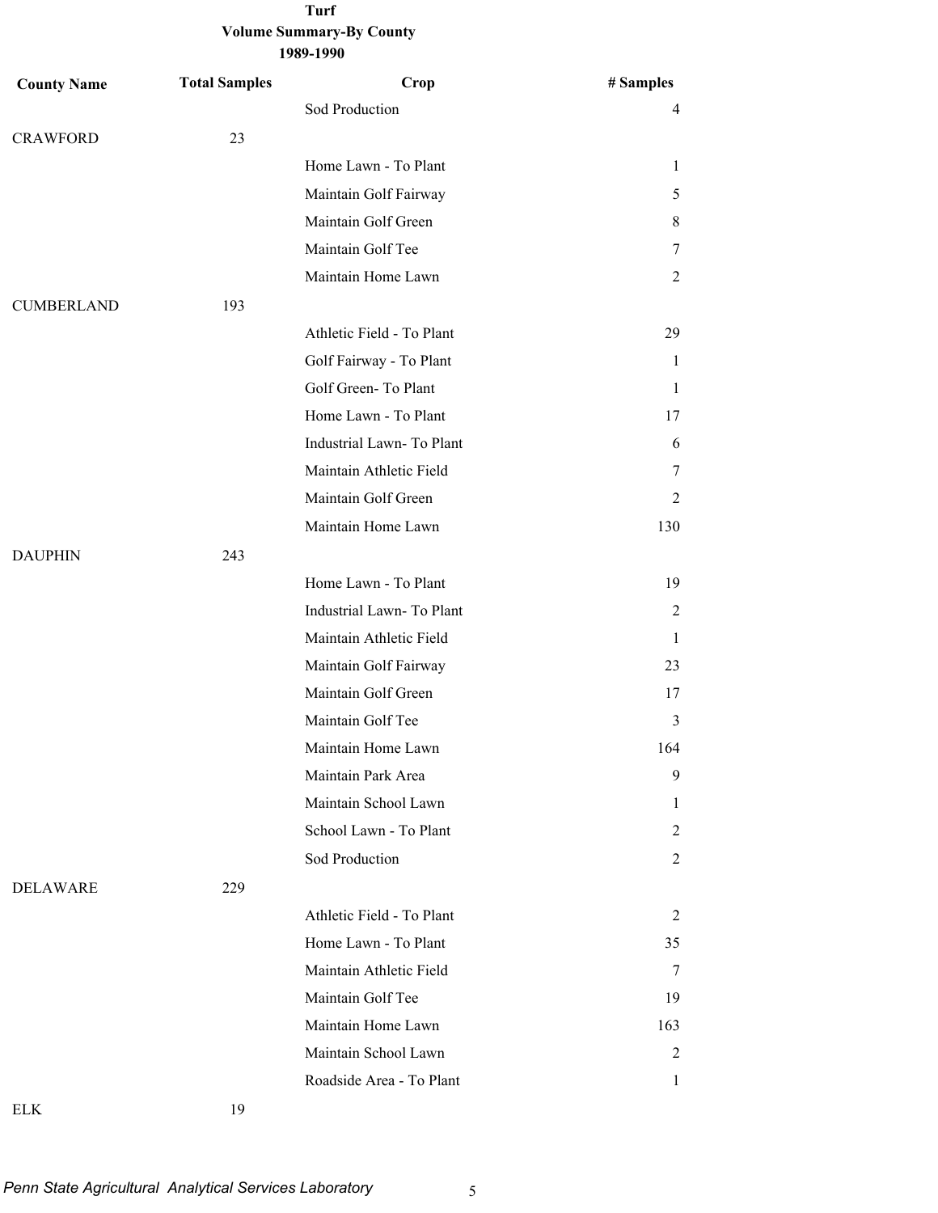**Turf**
**Volume Summary-By County**
**1989-1990**

| County Name | Total Samples | Crop | # Samples |
|---|---|---|---|
| | | Sod Production | 4 |
| CRAWFORD | 23 | | |
| | | Home Lawn - To Plant | 1 |
| | | Maintain Golf Fairway | 5 |
| | | Maintain Golf Green | 8 |
| | | Maintain Golf Tee | 7 |
| | | Maintain Home Lawn | 2 |
| CUMBERLAND | 193 | | |
| | | Athletic Field - To Plant | 29 |
| | | Golf Fairway - To Plant | 1 |
| | | Golf Green- To Plant | 1 |
| | | Home Lawn - To Plant | 17 |
| | | Industrial Lawn- To Plant | 6 |
| | | Maintain Athletic Field | 7 |
| | | Maintain Golf Green | 2 |
| | | Maintain Home Lawn | 130 |
| DAUPHIN | 243 | | |
| | | Home Lawn - To Plant | 19 |
| | | Industrial Lawn- To Plant | 2 |
| | | Maintain Athletic Field | 1 |
| | | Maintain Golf Fairway | 23 |
| | | Maintain Golf Green | 17 |
| | | Maintain Golf Tee | 3 |
| | | Maintain Home Lawn | 164 |
| | | Maintain Park Area | 9 |
| | | Maintain School Lawn | 1 |
| | | School Lawn - To Plant | 2 |
| | | Sod Production | 2 |
| DELAWARE | 229 | | |
| | | Athletic Field - To Plant | 2 |
| | | Home Lawn - To Plant | 35 |
| | | Maintain Athletic Field | 7 |
| | | Maintain Golf Tee | 19 |
| | | Maintain Home Lawn | 163 |
| | | Maintain School Lawn | 2 |
| | | Roadside Area - To Plant | 1 |
| ELK | 19 | | |

*Penn State Agricultural Analytical Services Laboratory*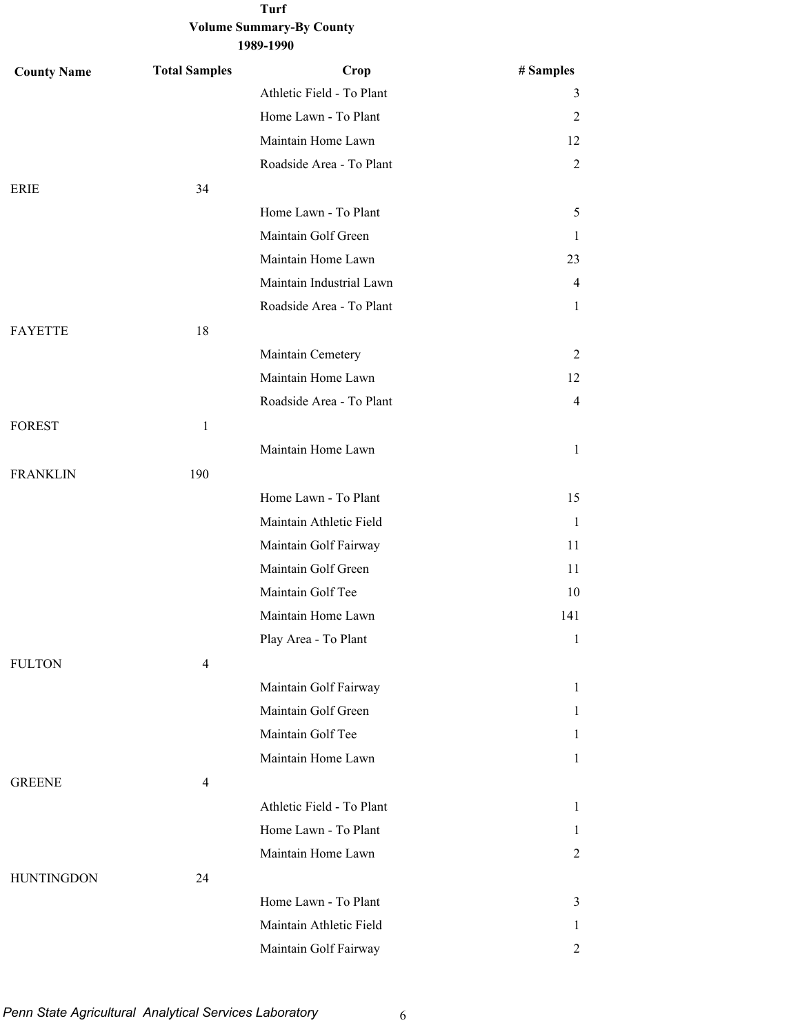**Turf**
**Volume Summary-By County**
**1989-1990**

| County Name | Total Samples | Crop | # Samples |
|---|---|---|---|
| | | Athletic Field - To Plant | 3 |
| | | Home Lawn - To Plant | 2 |
| | | Maintain Home Lawn | 12 |
| | | Roadside Area - To Plant | 2 |
| ERIE | 34 | | |
| | | Home Lawn - To Plant | 5 |
| | | Maintain Golf Green | 1 |
| | | Maintain Home Lawn | 23 |
| | | Maintain Industrial Lawn | 4 |
| | | Roadside Area - To Plant | 1 |
| FAYETTE | 18 | | |
| | | Maintain Cemetery | 2 |
| | | Maintain Home Lawn | 12 |
| | | Roadside Area - To Plant | 4 |
| FOREST | 1 | | |
| | | Maintain Home Lawn | 1 |
| FRANKLIN | 190 | | |
| | | Home Lawn - To Plant | 15 |
| | | Maintain Athletic Field | 1 |
| | | Maintain Golf Fairway | 11 |
| | | Maintain Golf Green | 11 |
| | | Maintain Golf Tee | 10 |
| | | Maintain Home Lawn | 141 |
| | | Play Area - To Plant | 1 |
| FULTON | 4 | | |
| | | Maintain Golf Fairway | 1 |
| | | Maintain Golf Green | 1 |
| | | Maintain Golf Tee | 1 |
| | | Maintain Home Lawn | 1 |
| GREENE | 4 | | |
| | | Athletic Field - To Plant | 1 |
| | | Home Lawn - To Plant | 1 |
| | | Maintain Home Lawn | 2 |
| HUNTINGDON | 24 | | |
| | | Home Lawn - To Plant | 3 |
| | | Maintain Athletic Field | 1 |
| | | Maintain Golf Fairway | 2 |

*Penn State Agricultural Analytical Services Laboratory*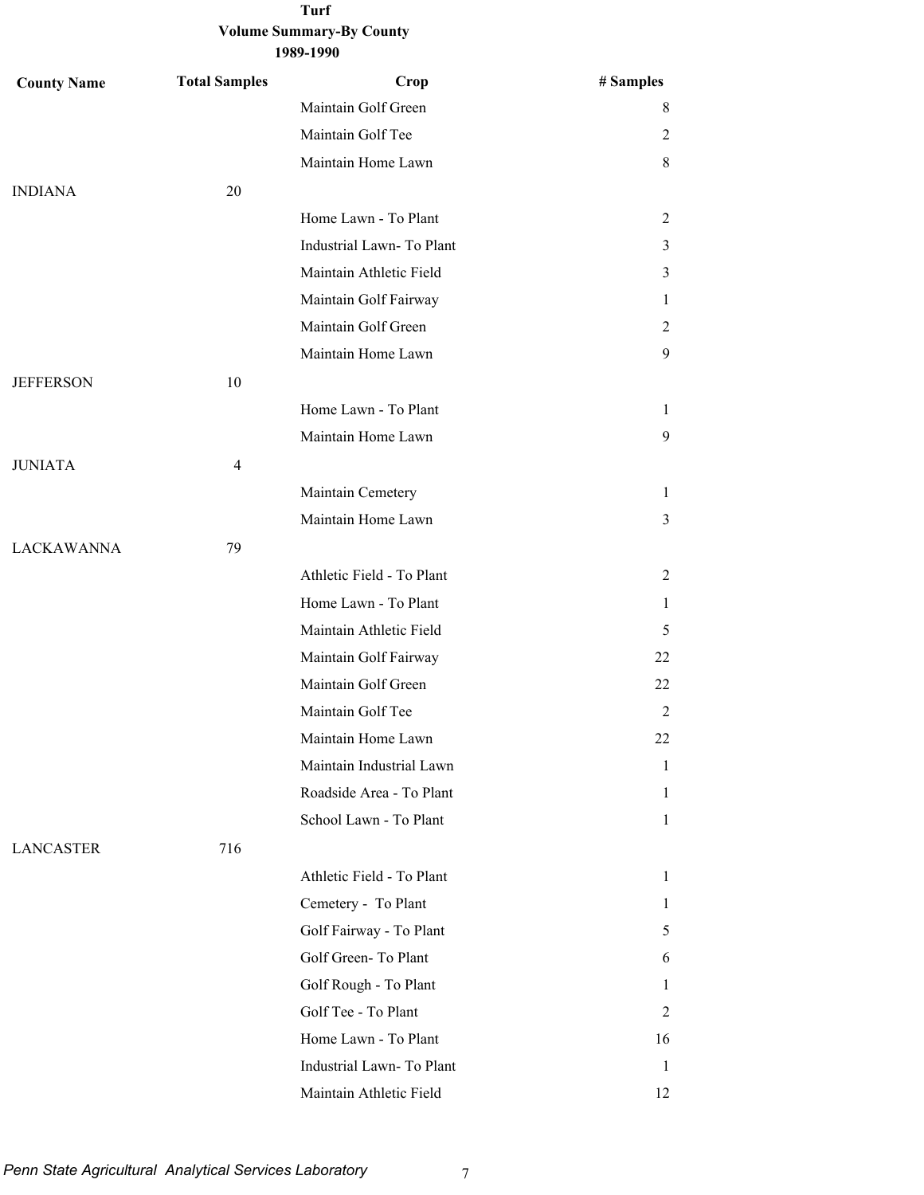**Turf**

**Volume Summary-By County**

**1989-1990**

| County Name | Total Samples | Crop | # Samples |
|---|---|---|---|
| | | Maintain Golf Green | 8 |
| | | Maintain Golf Tee | 2 |
| | | Maintain Home Lawn | 8 |
| INDIANA | 20 | | |
| | | Home Lawn - To Plant | 2 |
| | | Industrial Lawn- To Plant | 3 |
| | | Maintain Athletic Field | 3 |
| | | Maintain Golf Fairway | 1 |
| | | Maintain Golf Green | 2 |
| | | Maintain Home Lawn | 9 |
| JEFFERSON | 10 | | |
| | | Home Lawn - To Plant | 1 |
| | | Maintain Home Lawn | 9 |
| JUNIATA | 4 | | |
| | | Maintain Cemetery | 1 |
| | | Maintain Home Lawn | 3 |
| LACKAWANNA | 79 | | |
| | | Athletic Field - To Plant | 2 |
| | | Home Lawn - To Plant | 1 |
| | | Maintain Athletic Field | 5 |
| | | Maintain Golf Fairway | 22 |
| | | Maintain Golf Green | 22 |
| | | Maintain Golf Tee | 2 |
| | | Maintain Home Lawn | 22 |
| | | Maintain Industrial Lawn | 1 |
| | | Roadside Area - To Plant | 1 |
| | | School Lawn - To Plant | 1 |
| LANCASTER | 716 | | |
| | | Athletic Field - To Plant | 1 |
| | | Cemetery - To Plant | 1 |
| | | Golf Fairway - To Plant | 5 |
| | | Golf Green- To Plant | 6 |
| | | Golf Rough - To Plant | 1 |
| | | Golf Tee - To Plant | 2 |
| | | Home Lawn - To Plant | 16 |
| | | Industrial Lawn- To Plant | 1 |
| | | Maintain Athletic Field | 12 |

*Penn State Agricultural Analytical Services Laboratory*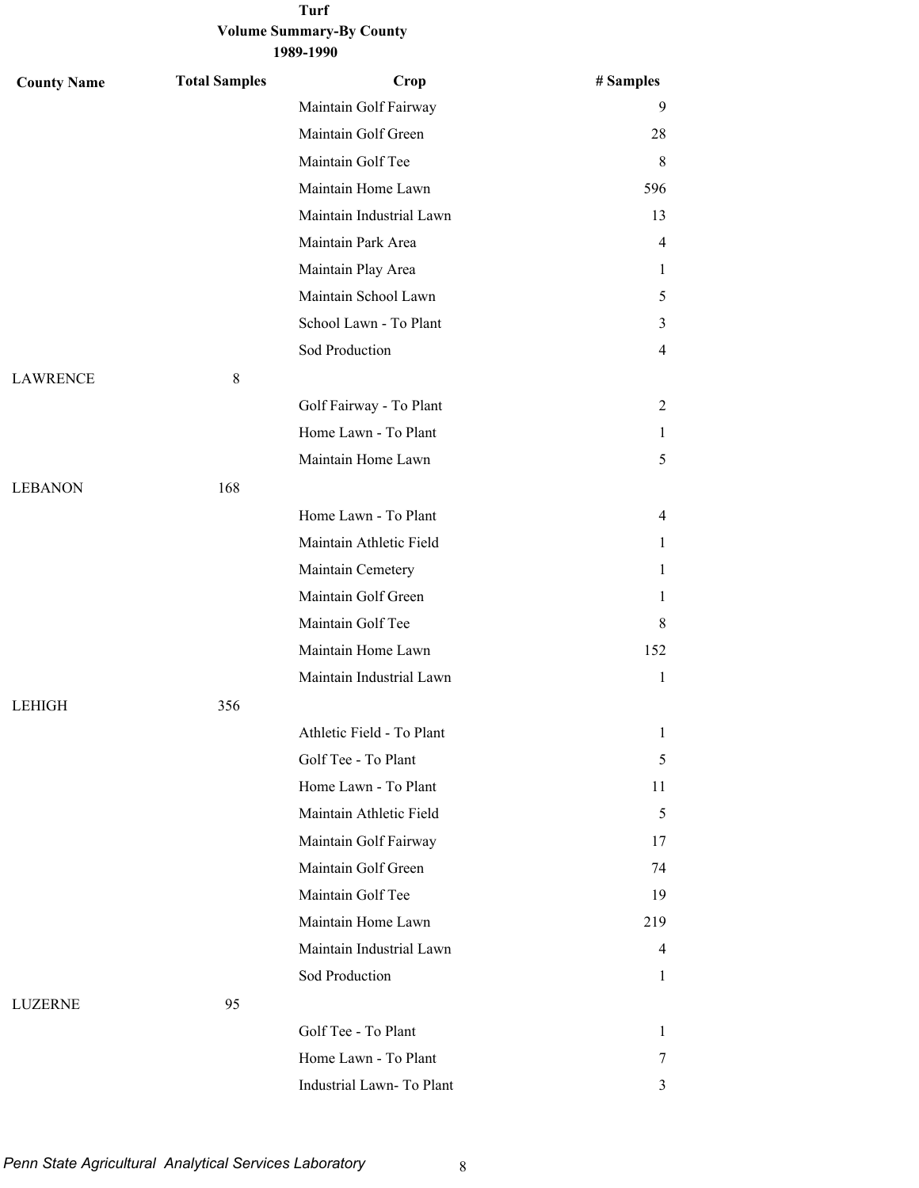**Turf**
**Volume Summary-By County**
**1989-1990**

| County Name | Total Samples | Crop | # Samples |
|---|---|---|---|
| | | Maintain Golf Fairway | 9 |
| | | Maintain Golf Green | 28 |
| | | Maintain Golf Tee | 8 |
| | | Maintain Home Lawn | 596 |
| | | Maintain Industrial Lawn | 13 |
| | | Maintain Park Area | 4 |
| | | Maintain Play Area | 1 |
| | | Maintain School Lawn | 5 |
| | | School Lawn - To Plant | 3 |
| | | Sod Production | 4 |
| LAWRENCE | 8 | | |
| | | Golf Fairway - To Plant | 2 |
| | | Home Lawn - To Plant | 1 |
| | | Maintain Home Lawn | 5 |
| LEBANON | 168 | | |
| | | Home Lawn - To Plant | 4 |
| | | Maintain Athletic Field | 1 |
| | | Maintain Cemetery | 1 |
| | | Maintain Golf Green | 1 |
| | | Maintain Golf Tee | 8 |
| | | Maintain Home Lawn | 152 |
| | | Maintain Industrial Lawn | 1 |
| LEHIGH | 356 | | |
| | | Athletic Field - To Plant | 1 |
| | | Golf Tee - To Plant | 5 |
| | | Home Lawn - To Plant | 11 |
| | | Maintain Athletic Field | 5 |
| | | Maintain Golf Fairway | 17 |
| | | Maintain Golf Green | 74 |
| | | Maintain Golf Tee | 19 |
| | | Maintain Home Lawn | 219 |
| | | Maintain Industrial Lawn | 4 |
| | | Sod Production | 1 |
| LUZERNE | 95 | | |
| | | Golf Tee - To Plant | 1 |
| | | Home Lawn - To Plant | 7 |
| | | Industrial Lawn- To Plant | 3 |

*Penn State Agricultural Analytical Services Laboratory*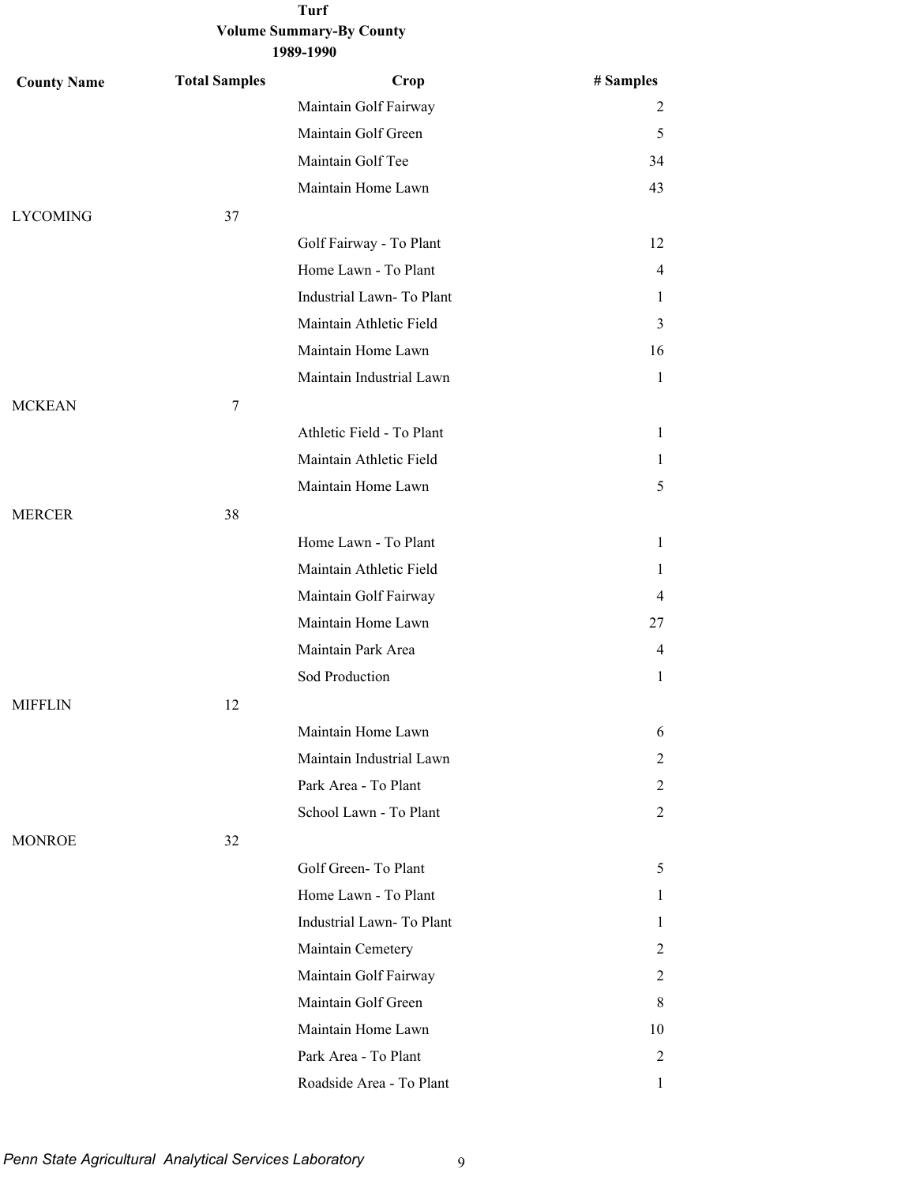**Turf**
**Volume Summary-By County**
**1989-1990**

| County Name | Total Samples | Crop | # Samples |
|---|---|---|---|
| | | Maintain Golf Fairway | 2 |
| | | Maintain Golf Green | 5 |
| | | Maintain Golf Tee | 34 |
| | | Maintain Home Lawn | 43 |
| LYCOMING | 37 | | |
| | | Golf Fairway - To Plant | 12 |
| | | Home Lawn - To Plant | 4 |
| | | Industrial Lawn- To Plant | 1 |
| | | Maintain Athletic Field | 3 |
| | | Maintain Home Lawn | 16 |
| | | Maintain Industrial Lawn | 1 |
| MCKEAN | 7 | | |
| | | Athletic Field - To Plant | 1 |
| | | Maintain Athletic Field | 1 |
| | | Maintain Home Lawn | 5 |
| MERCER | 38 | | |
| | | Home Lawn - To Plant | 1 |
| | | Maintain Athletic Field | 1 |
| | | Maintain Golf Fairway | 4 |
| | | Maintain Home Lawn | 27 |
| | | Maintain Park Area | 4 |
| | | Sod Production | 1 |
| MIFFLIN | 12 | | |
| | | Maintain Home Lawn | 6 |
| | | Maintain Industrial Lawn | 2 |
| | | Park Area - To Plant | 2 |
| | | School Lawn - To Plant | 2 |
| MONROE | 32 | | |
| | | Golf Green- To Plant | 5 |
| | | Home Lawn - To Plant | 1 |
| | | Industrial Lawn- To Plant | 1 |
| | | Maintain Cemetery | 2 |
| | | Maintain Golf Fairway | 2 |
| | | Maintain Golf Green | 8 |
| | | Maintain Home Lawn | 10 |
| | | Park Area - To Plant | 2 |
| | | Roadside Area - To Plant | 1 |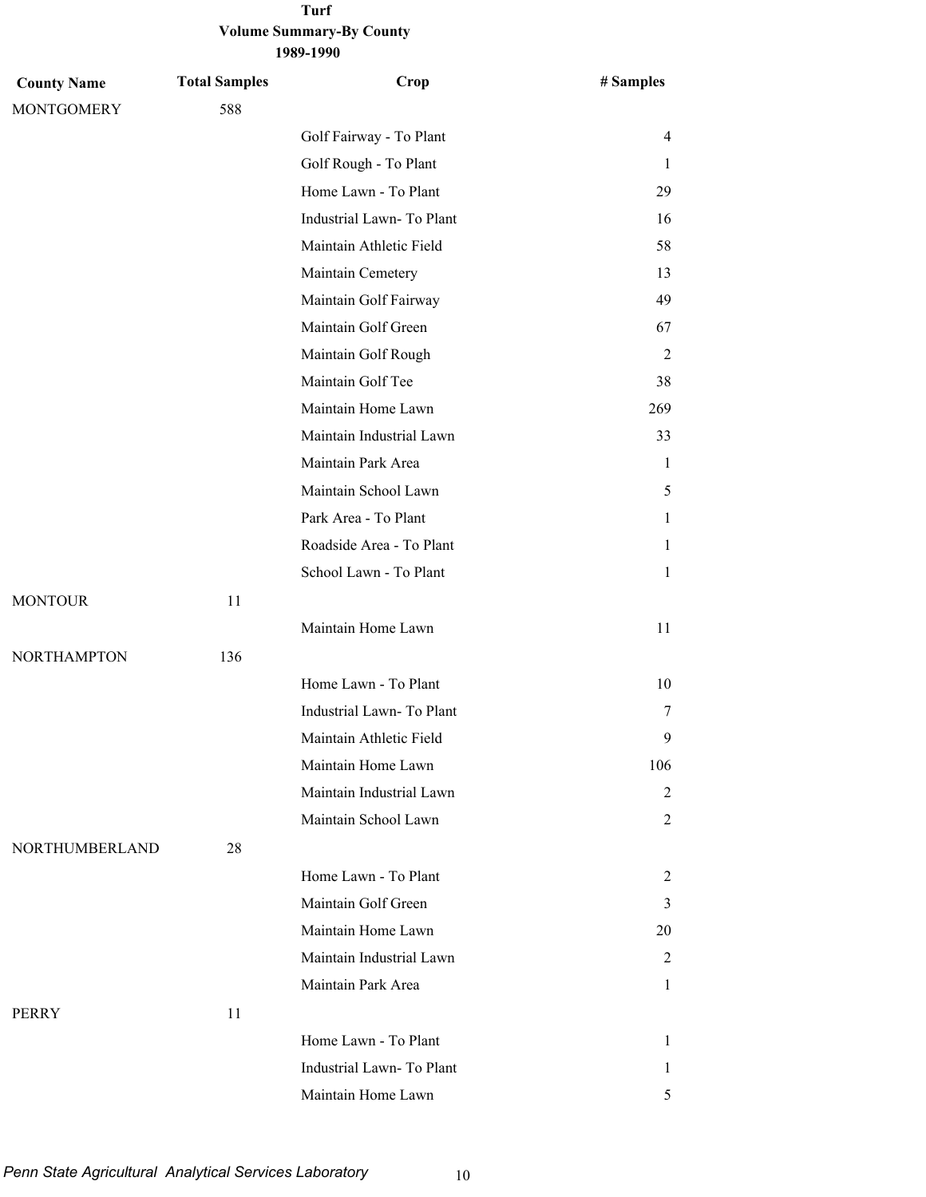**Turf**
**Volume Summary-By County**
**1989-1990**

| County Name | Total Samples | Crop | # Samples |
|---|---|---|---|
| MONTGOMERY | 588 | | |
| | | Golf Fairway - To Plant | 4 |
| | | Golf Rough - To Plant | 1 |
| | | Home Lawn - To Plant | 29 |
| | | Industrial Lawn- To Plant | 16 |
| | | Maintain Athletic Field | 58 |
| | | Maintain Cemetery | 13 |
| | | Maintain Golf Fairway | 49 |
| | | Maintain Golf Green | 67 |
| | | Maintain Golf Rough | 2 |
| | | Maintain Golf Tee | 38 |
| | | Maintain Home Lawn | 269 |
| | | Maintain Industrial Lawn | 33 |
| | | Maintain Park Area | 1 |
| | | Maintain School Lawn | 5 |
| | | Park Area - To Plant | 1 |
| | | Roadside Area - To Plant | 1 |
| | | School Lawn - To Plant | 1 |
| MONTOUR | 11 | | |
| | | Maintain Home Lawn | 11 |
| NORTHAMPTON | 136 | | |
| | | Home Lawn - To Plant | 10 |
| | | Industrial Lawn- To Plant | 7 |
| | | Maintain Athletic Field | 9 |
| | | Maintain Home Lawn | 106 |
| | | Maintain Industrial Lawn | 2 |
| | | Maintain School Lawn | 2 |
| NORTHUMBERLAND | 28 | | |
| | | Home Lawn - To Plant | 2 |
| | | Maintain Golf Green | 3 |
| | | Maintain Home Lawn | 20 |
| | | Maintain Industrial Lawn | 2 |
| | | Maintain Park Area | 1 |
| PERRY | 11 | | |
| | | Home Lawn - To Plant | 1 |
| | | Industrial Lawn- To Plant | 1 |
| | | Maintain Home Lawn | 5 |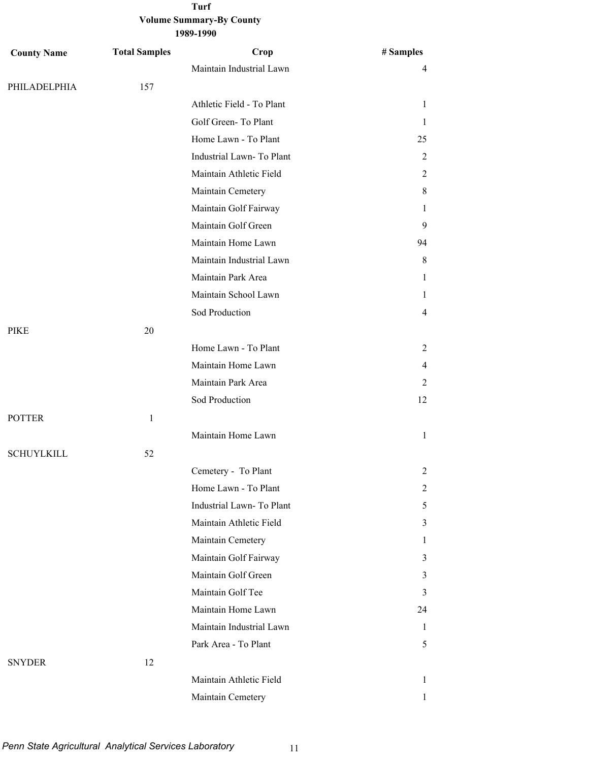**Turf**

**Volume Summary-By County**

**1989-1990**

| County Name | Total Samples | Crop | # Samples |
|---|---|---|---|
| | | Maintain Industrial Lawn | 4 |
| PHILADELPHIA | 157 | | |
| | | Athletic Field - To Plant | 1 |
| | | Golf Green- To Plant | 1 |
| | | Home Lawn - To Plant | 25 |
| | | Industrial Lawn- To Plant | 2 |
| | | Maintain Athletic Field | 2 |
| | | Maintain Cemetery | 8 |
| | | Maintain Golf Fairway | 1 |
| | | Maintain Golf Green | 9 |
| | | Maintain Home Lawn | 94 |
| | | Maintain Industrial Lawn | 8 |
| | | Maintain Park Area | 1 |
| | | Maintain School Lawn | 1 |
| | | Sod Production | 4 |
| PIKE | 20 | | |
| | | Home Lawn - To Plant | 2 |
| | | Maintain Home Lawn | 4 |
| | | Maintain Park Area | 2 |
| | | Sod Production | 12 |
| POTTER | 1 | | |
| | | Maintain Home Lawn | 1 |
| SCHUYLKILL | 52 | | |
| | | Cemetery - To Plant | 2 |
| | | Home Lawn - To Plant | 2 |
| | | Industrial Lawn- To Plant | 5 |
| | | Maintain Athletic Field | 3 |
| | | Maintain Cemetery | 1 |
| | | Maintain Golf Fairway | 3 |
| | | Maintain Golf Green | 3 |
| | | Maintain Golf Tee | 3 |
| | | Maintain Home Lawn | 24 |
| | | Maintain Industrial Lawn | 1 |
| | | Park Area - To Plant | 5 |
| SNYDER | 12 | | |
| | | Maintain Athletic Field | 1 |
| | | Maintain Cemetery | 1 |

*Penn State Agricultural Analytical Services Laboratory*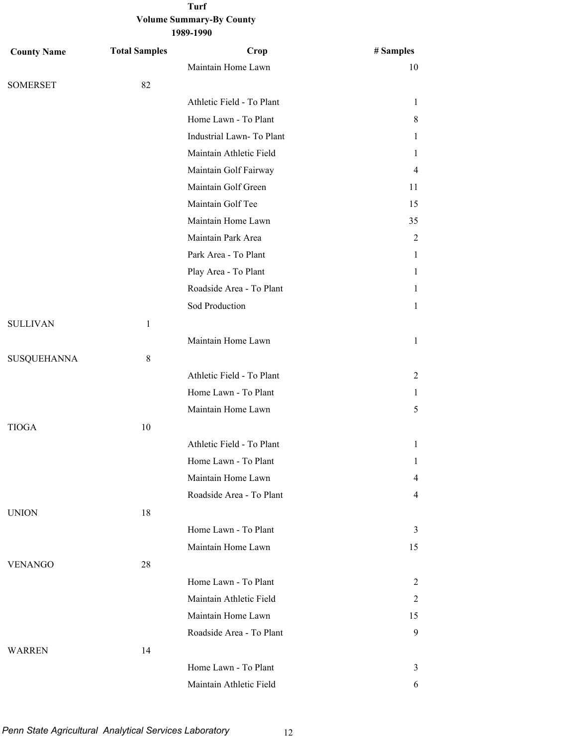**Turf**
**Volume Summary-By County**
**1989-1990**

| County Name | Total Samples | Crop | # Samples |
|---|---|---|---|
| | | Maintain Home Lawn | 10 |
| SOMERSET | 82 | | |
| | | Athletic Field - To Plant | 1 |
| | | Home Lawn - To Plant | 8 |
| | | Industrial Lawn- To Plant | 1 |
| | | Maintain Athletic Field | 1 |
| | | Maintain Golf Fairway | 4 |
| | | Maintain Golf Green | 11 |
| | | Maintain Golf Tee | 15 |
| | | Maintain Home Lawn | 35 |
| | | Maintain Park Area | 2 |
| | | Park Area - To Plant | 1 |
| | | Play Area - To Plant | 1 |
| | | Roadside Area - To Plant | 1 |
| | | Sod Production | 1 |
| SULLIVAN | 1 | | |
| | | Maintain Home Lawn | 1 |
| SUSQUEHANNA | 8 | | |
| | | Athletic Field - To Plant | 2 |
| | | Home Lawn - To Plant | 1 |
| | | Maintain Home Lawn | 5 |
| TIOGA | 10 | | |
| | | Athletic Field - To Plant | 1 |
| | | Home Lawn - To Plant | 1 |
| | | Maintain Home Lawn | 4 |
| | | Roadside Area - To Plant | 4 |
| UNION | 18 | | |
| | | Home Lawn - To Plant | 3 |
| | | Maintain Home Lawn | 15 |
| VENANGO | 28 | | |
| | | Home Lawn - To Plant | 2 |
| | | Maintain Athletic Field | 2 |
| | | Maintain Home Lawn | 15 |
| | | Roadside Area - To Plant | 9 |
| WARREN | 14 | | |
| | | Home Lawn - To Plant | 3 |
| | | Maintain Athletic Field | 6 |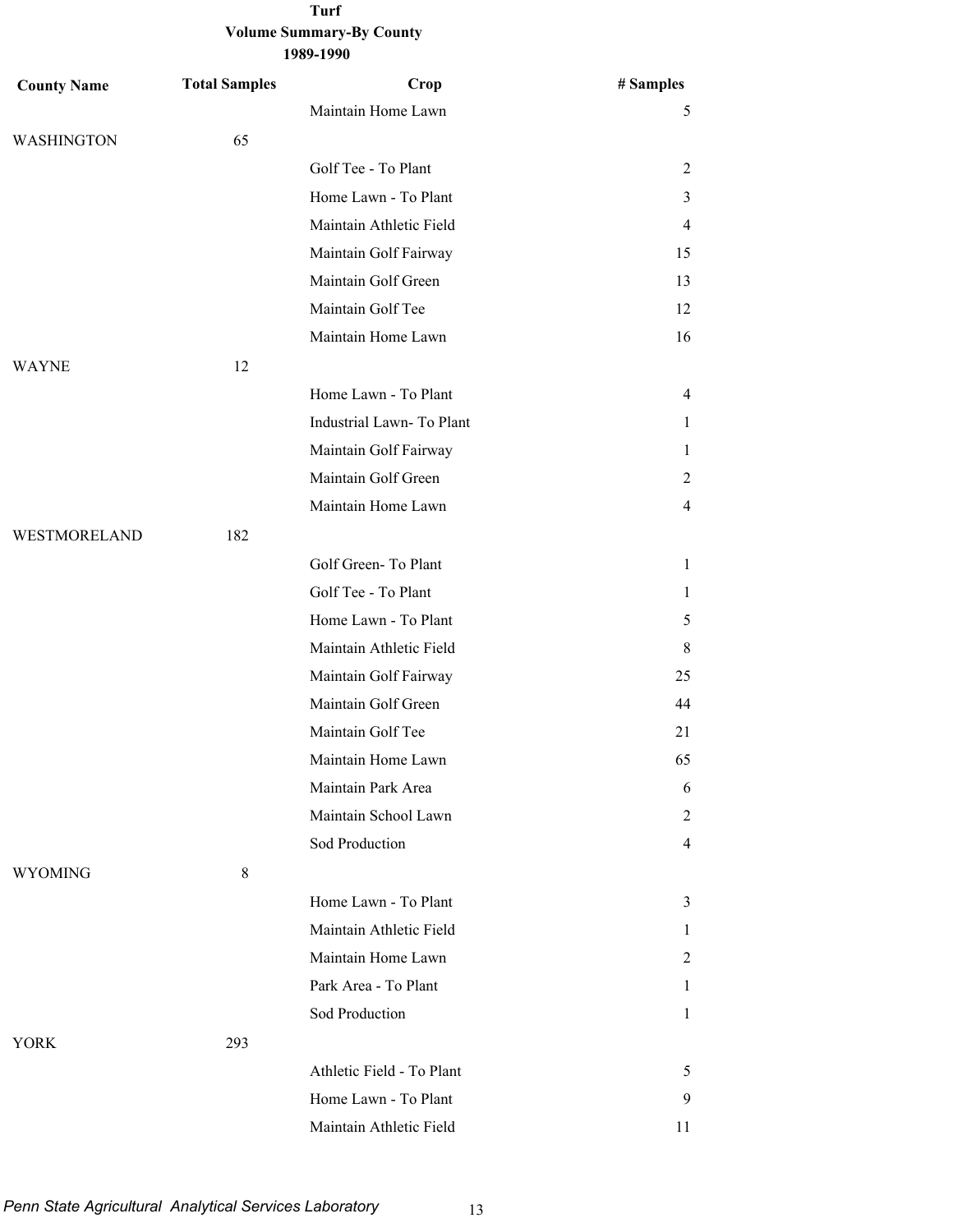**Turf**
**Volume Summary-By County**
**1989-1990**

| County Name | Total Samples | Crop | # Samples |
|---|---|---|---|
| | | Maintain Home Lawn | 5 |
| WASHINGTON | 65 | | |
| | | Golf Tee - To Plant | 2 |
| | | Home Lawn - To Plant | 3 |
| | | Maintain Athletic Field | 4 |
| | | Maintain Golf Fairway | 15 |
| | | Maintain Golf Green | 13 |
| | | Maintain Golf Tee | 12 |
| | | Maintain Home Lawn | 16 |
| WAYNE | 12 | | |
| | | Home Lawn - To Plant | 4 |
| | | Industrial Lawn- To Plant | 1 |
| | | Maintain Golf Fairway | 1 |
| | | Maintain Golf Green | 2 |
| | | Maintain Home Lawn | 4 |
| WESTMORELAND | 182 | | |
| | | Golf Green- To Plant | 1 |
| | | Golf Tee - To Plant | 1 |
| | | Home Lawn - To Plant | 5 |
| | | Maintain Athletic Field | 8 |
| | | Maintain Golf Fairway | 25 |
| | | Maintain Golf Green | 44 |
| | | Maintain Golf Tee | 21 |
| | | Maintain Home Lawn | 65 |
| | | Maintain Park Area | 6 |
| | | Maintain School Lawn | 2 |
| | | Sod Production | 4 |
| WYOMING | 8 | | |
| | | Home Lawn - To Plant | 3 |
| | | Maintain Athletic Field | 1 |
| | | Maintain Home Lawn | 2 |
| | | Park Area - To Plant | 1 |
| | | Sod Production | 1 |
| YORK | 293 | | |
| | | Athletic Field - To Plant | 5 |
| | | Home Lawn - To Plant | 9 |
| | | Maintain Athletic Field | 11 |

*Penn State Agricultural Analytical Services Laboratory*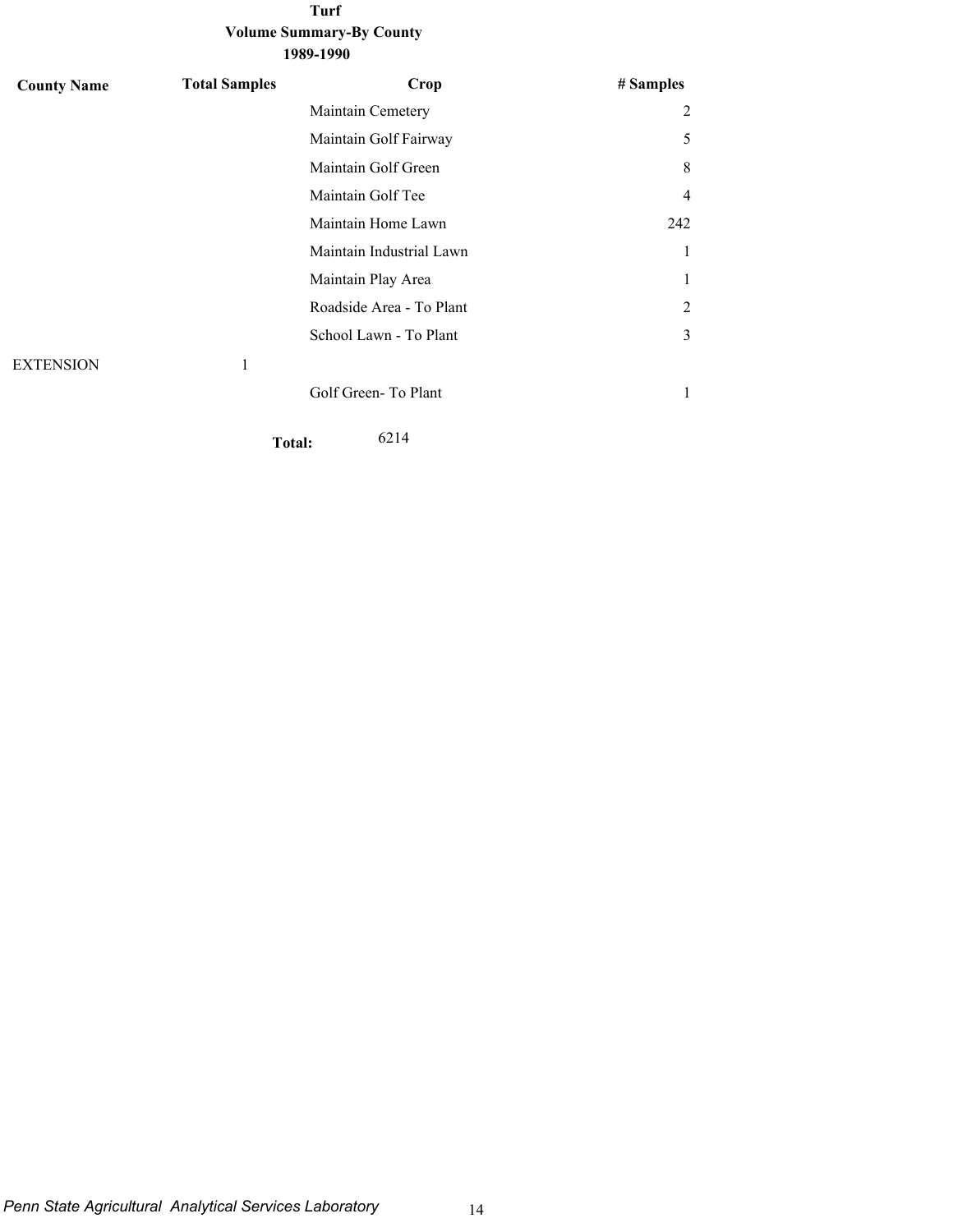**Turf**

**Volume Summary-By County**

**1989-1990**

| County Name | Total Samples | Crop | # Samples |
|---|---|---|---|
| | | Maintain Cemetery | 2 |
| | | Maintain Golf Fairway | 5 |
| | | Maintain Golf Green | 8 |
| | | Maintain Golf Tee | 4 |
| | | Maintain Home Lawn | 242 |
| | | Maintain Industrial Lawn | 1 |
| | | Maintain Play Area | 1 |
| | | Roadside Area - To Plant | 2 |
| | | School Lawn - To Plant | 3 |
| EXTENSION | 1 | | |
| | | Golf Green- To Plant | 1 |

**Total:** 6214